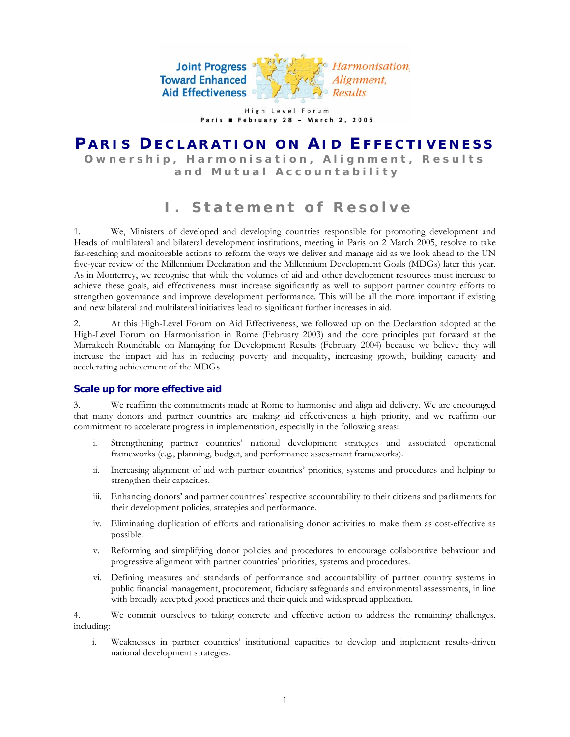Joint Progress Toward Enhanced Aid Effectiveness

*Harmonisation, Alignment, Results*

High Level Forum

Paris ■ February 28 – March 2, 2005

# PARIS DECLARATION ON AID EFFECTIVENESS

**Ownership, Harmonisation, Alignment, Results and Mutual Accountability**

## I. Statement of Resolve

1. We, Ministers of developed and developing countries responsible for promoting development and Heads of multilateral and bilateral development institutions, meeting in Paris on 2 March 2005, resolve to take far-reaching and monitorable actions to reform the ways we deliver and manage aid as we look ahead to the UN five-year review of the Millennium Declaration and the Millennium Development Goals (MDGs) later this year. As in Monterrey, we recognise that while the volumes of aid and other development resources must increase to achieve these goals, aid effectiveness must increase significantly as well to support partner country efforts to strengthen governance and improve development performance. This will be all the more important if existing and new bilateral and multilateral initiatives lead to significant further increases in aid.

2. At this High-Level Forum on Aid Effectiveness, we followed up on the Declaration adopted at the High-Level Forum on Harmonisation in Rome (February 2003) and the core principles put forward at the Marrakech Roundtable on Managing for Development Results (February 2004) because we believe they will increase the impact aid has in reducing poverty and inequality, increasing growth, building capacity and accelerating achievement of the MDGs.

### Scale up for more effective aid

3. We reaffirm the commitments made at Rome to harmonise and align aid delivery. We are encouraged that many donors and partner countries are making aid effectiveness a high priority, and we reaffirm our commitment to accelerate progress in implementation, especially in the following areas:

   i. Strengthening partner countries' national development strategies and associated operational frameworks (e.g., planning, budget, and performance assessment frameworks).

   ii. Increasing alignment of aid with partner countries' priorities, systems and procedures and helping to strengthen their capacities.

   iii. Enhancing donors' and partner countries' respective accountability to their citizens and parliaments for their development policies, strategies and performance.

   iv. Eliminating duplication of efforts and rationalising donor activities to make them as cost-effective as possible.

   v. Reforming and simplifying donor policies and procedures to encourage collaborative behaviour and progressive alignment with partner countries' priorities, systems and procedures.

   vi. Defining measures and standards of performance and accountability of partner country systems in public financial management, procurement, fiduciary safeguards and environmental assessments, in line with broadly accepted good practices and their quick and widespread application.

4. We commit ourselves to taking concrete and effective action to address the remaining challenges, including:

   i. Weaknesses in partner countries' institutional capacities to develop and implement results-driven national development strategies.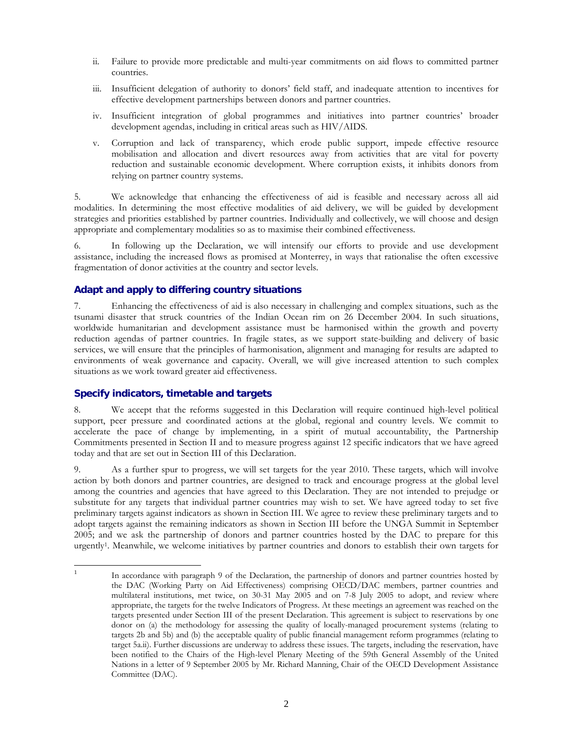ii. Failure to provide more predictable and multi-year commitments on aid flows to committed partner countries.

iii. Insufficient delegation of authority to donors' field staff, and inadequate attention to incentives for effective development partnerships between donors and partner countries.

iv. Insufficient integration of global programmes and initiatives into partner countries' broader development agendas, including in critical areas such as HIV/AIDS.

v. Corruption and lack of transparency, which erode public support, impede effective resource mobilisation and allocation and divert resources away from activities that are vital for poverty reduction and sustainable economic development. Where corruption exists, it inhibits donors from relying on partner country systems.

5. We acknowledge that enhancing the effectiveness of aid is feasible and necessary across all aid modalities. In determining the most effective modalities of aid delivery, we will be guided by development strategies and priorities established by partner countries. Individually and collectively, we will choose and design appropriate and complementary modalities so as to maximise their combined effectiveness.

6. In following up the Declaration, we will intensify our efforts to provide and use development assistance, including the increased flows as promised at Monterrey, in ways that rationalise the often excessive fragmentation of donor activities at the country and sector levels.

## Adapt and apply to differing country situations

7. Enhancing the effectiveness of aid is also necessary in challenging and complex situations, such as the tsunami disaster that struck countries of the Indian Ocean rim on 26 December 2004. In such situations, worldwide humanitarian and development assistance must be harmonised within the growth and poverty reduction agendas of partner countries. In fragile states, as we support state-building and delivery of basic services, we will ensure that the principles of harmonisation, alignment and managing for results are adapted to environments of weak governance and capacity. Overall, we will give increased attention to such complex situations as we work toward greater aid effectiveness.

## Specify indicators, timetable and targets

8. We accept that the reforms suggested in this Declaration will require continued high-level political support, peer pressure and coordinated actions at the global, regional and country levels. We commit to accelerate the pace of change by implementing, in a spirit of mutual accountability, the Partnership Commitments presented in Section II and to measure progress against 12 specific indicators that we have agreed today and that are set out in Section III of this Declaration.

9. As a further spur to progress, we will set targets for the year 2010. These targets, which will involve action by both donors and partner countries, are designed to track and encourage progress at the global level among the countries and agencies that have agreed to this Declaration. They are not intended to prejudge or substitute for any targets that individual partner countries may wish to set. We have agreed today to set five preliminary targets against indicators as shown in Section III. We agree to review these preliminary targets and to adopt targets against the remaining indicators as shown in Section III before the UNGA Summit in September 2005; and we ask the partnership of donors and partner countries hosted by the DAC to prepare for this urgently[1]. Meanwhile, we welcome initiatives by partner countries and donors to establish their own targets for

---

[1] In accordance with paragraph 9 of the Declaration, the partnership of donors and partner countries hosted by the DAC (Working Party on Aid Effectiveness) comprising OECD/DAC members, partner countries and multilateral institutions, met twice, on 30-31 May 2005 and on 7-8 July 2005 to adopt, and review where appropriate, the targets for the twelve Indicators of Progress. At these meetings an agreement was reached on the targets presented under Section III of the present Declaration. This agreement is subject to reservations by one donor on (a) the methodology for assessing the quality of locally-managed procurement systems (relating to targets 2b and 5b) and (b) the acceptable quality of public financial management reform programmes (relating to target 5a.ii). Further discussions are underway to address these issues. The targets, including the reservation, have been notified to the Chairs of the High-level Plenary Meeting of the 59th General Assembly of the United Nations in a letter of 9 September 2005 by Mr. Richard Manning, Chair of the OECD Development Assistance Committee (DAC).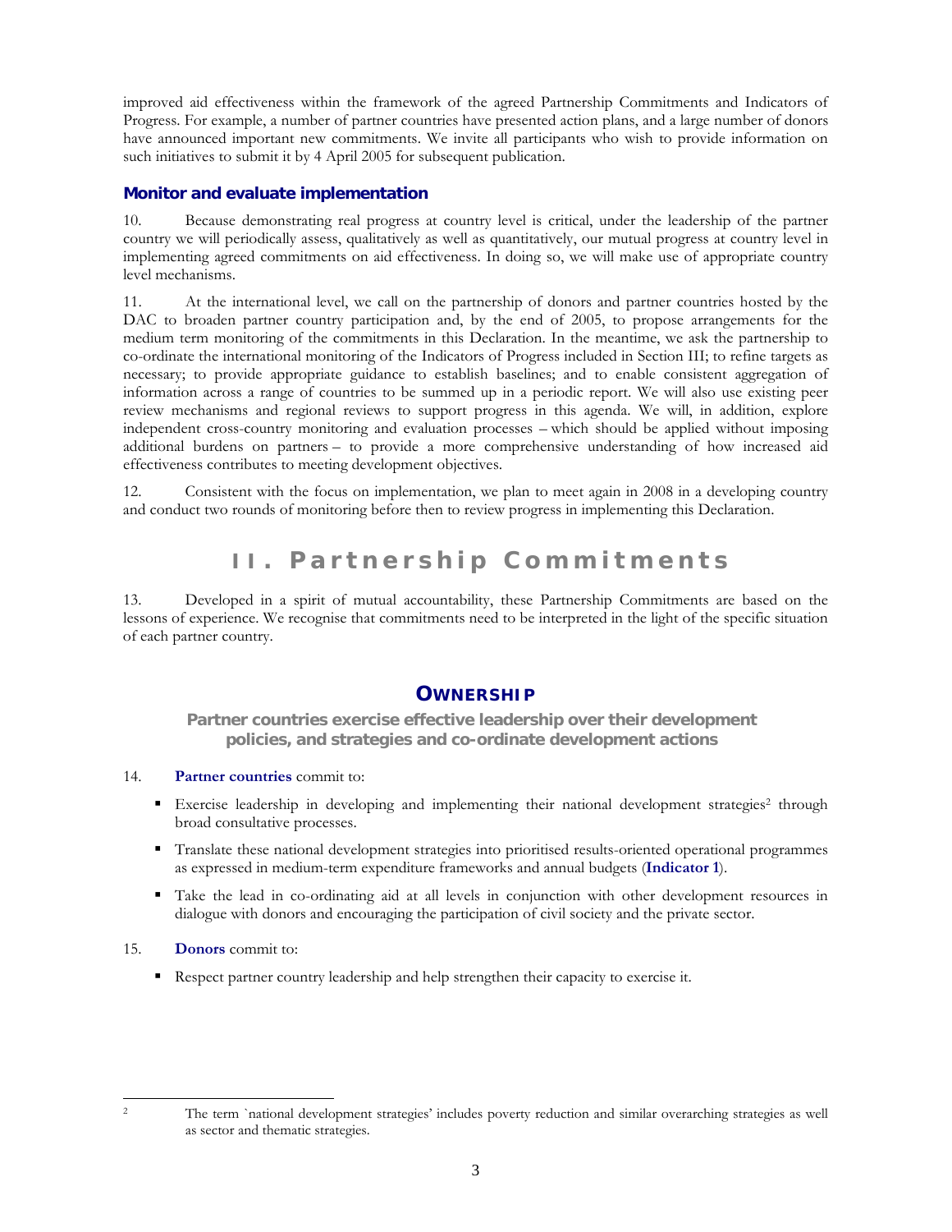improved aid effectiveness within the framework of the agreed Partnership Commitments and Indicators of Progress. For example, a number of partner countries have presented action plans, and a large number of donors have announced important new commitments. We invite all participants who wish to provide information on such initiatives to submit it by 4 April 2005 for subsequent publication.

### Monitor and evaluate implementation

10. Because demonstrating real progress at country level is critical, under the leadership of the partner country we will periodically assess, qualitatively as well as quantitatively, our mutual progress at country level in implementing agreed commitments on aid effectiveness. In doing so, we will make use of appropriate country level mechanisms.

11. At the international level, we call on the partnership of donors and partner countries hosted by the DAC to broaden partner country participation and, by the end of 2005, to propose arrangements for the medium term monitoring of the commitments in this Declaration. In the meantime, we ask the partnership to co-ordinate the international monitoring of the Indicators of Progress included in Section III; to refine targets as necessary; to provide appropriate guidance to establish baselines; and to enable consistent aggregation of information across a range of countries to be summed up in a periodic report. We will also use existing peer review mechanisms and regional reviews to support progress in this agenda. We will, in addition, explore independent cross-country monitoring and evaluation processes – which should be applied without imposing additional burdens on partners – to provide a more comprehensive understanding of how increased aid effectiveness contributes to meeting development objectives.

12. Consistent with the focus on implementation, we plan to meet again in 2008 in a developing country and conduct two rounds of monitoring before then to review progress in implementing this Declaration.

# II. Partnership Commitments

13. Developed in a spirit of mutual accountability, these Partnership Commitments are based on the lessons of experience. We recognise that commitments need to be interpreted in the light of the specific situation of each partner country.

## OWNERSHIP

**Partner countries exercise effective leadership over their development policies, and strategies and co-ordinate development actions**

14. **Partner countries** commit to:

- Exercise leadership in developing and implementing their national development strategies[2] through broad consultative processes.
- Translate these national development strategies into prioritised results-oriented operational programmes as expressed in medium-term expenditure frameworks and annual budgets (**Indicator 1**).
- Take the lead in co-ordinating aid at all levels in conjunction with other development resources in dialogue with donors and encouraging the participation of civil society and the private sector.

15. **Donors** commit to:

- Respect partner country leadership and help strengthen their capacity to exercise it.

[2] The term `national development strategies' includes poverty reduction and similar overarching strategies as well as sector and thematic strategies.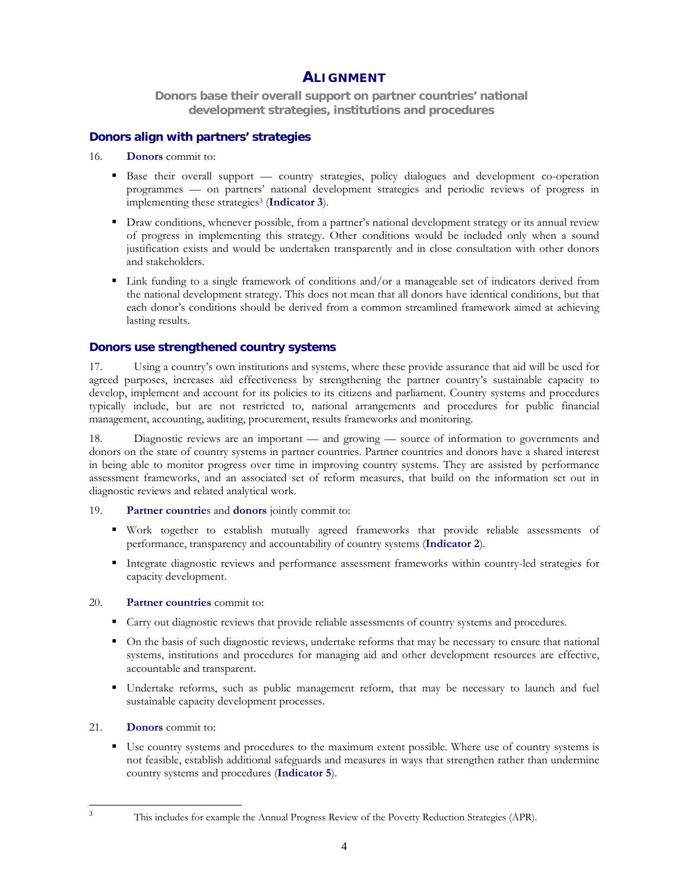## ALIGNMENT

**Donors base their overall support on partner countries' national development strategies, institutions and procedures**

### Donors align with partners' strategies

16. **Donors** commit to:

- Base their overall support — country strategies, policy dialogues and development co-operation programmes — on partners' national development strategies and periodic reviews of progress in implementing these strategies[3] (**Indicator 3**).
- Draw conditions, whenever possible, from a partner's national development strategy or its annual review of progress in implementing this strategy. Other conditions would be included only when a sound justification exists and would be undertaken transparently and in close consultation with other donors and stakeholders.
- Link funding to a single framework of conditions and/or a manageable set of indicators derived from the national development strategy. This does not mean that all donors have identical conditions, but that each donor's conditions should be derived from a common streamlined framework aimed at achieving lasting results.

### Donors use strengthened country systems

17. Using a country's own institutions and systems, where these provide assurance that aid will be used for agreed purposes, increases aid effectiveness by strengthening the partner country's sustainable capacity to develop, implement and account for its policies to its citizens and parliament. Country systems and procedures typically include, but are not restricted to, national arrangements and procedures for public financial management, accounting, auditing, procurement, results frameworks and monitoring.

18. Diagnostic reviews are an important — and growing — source of information to governments and donors on the state of country systems in partner countries. Partner countries and donors have a shared interest in being able to monitor progress over time in improving country systems. They are assisted by performance assessment frameworks, and an associated set of reform measures, that build on the information set out in diagnostic reviews and related analytical work.

19. **Partner countries** and **donors** jointly commit to:

- Work together to establish mutually agreed frameworks that provide reliable assessments of performance, transparency and accountability of country systems (**Indicator 2**).
- Integrate diagnostic reviews and performance assessment frameworks within country-led strategies for capacity development.

20. **Partner countries** commit to:

- Carry out diagnostic reviews that provide reliable assessments of country systems and procedures.
- On the basis of such diagnostic reviews, undertake reforms that may be necessary to ensure that national systems, institutions and procedures for managing aid and other development resources are effective, accountable and transparent.
- Undertake reforms, such as public management reform, that may be necessary to launch and fuel sustainable capacity development processes.

21. **Donors** commit to:

- Use country systems and procedures to the maximum extent possible. Where use of country systems is not feasible, establish additional safeguards and measures in ways that strengthen rather than undermine country systems and procedures (**Indicator 5**).

---

[3] This includes for example the Annual Progress Review of the Poverty Reduction Strategies (APR).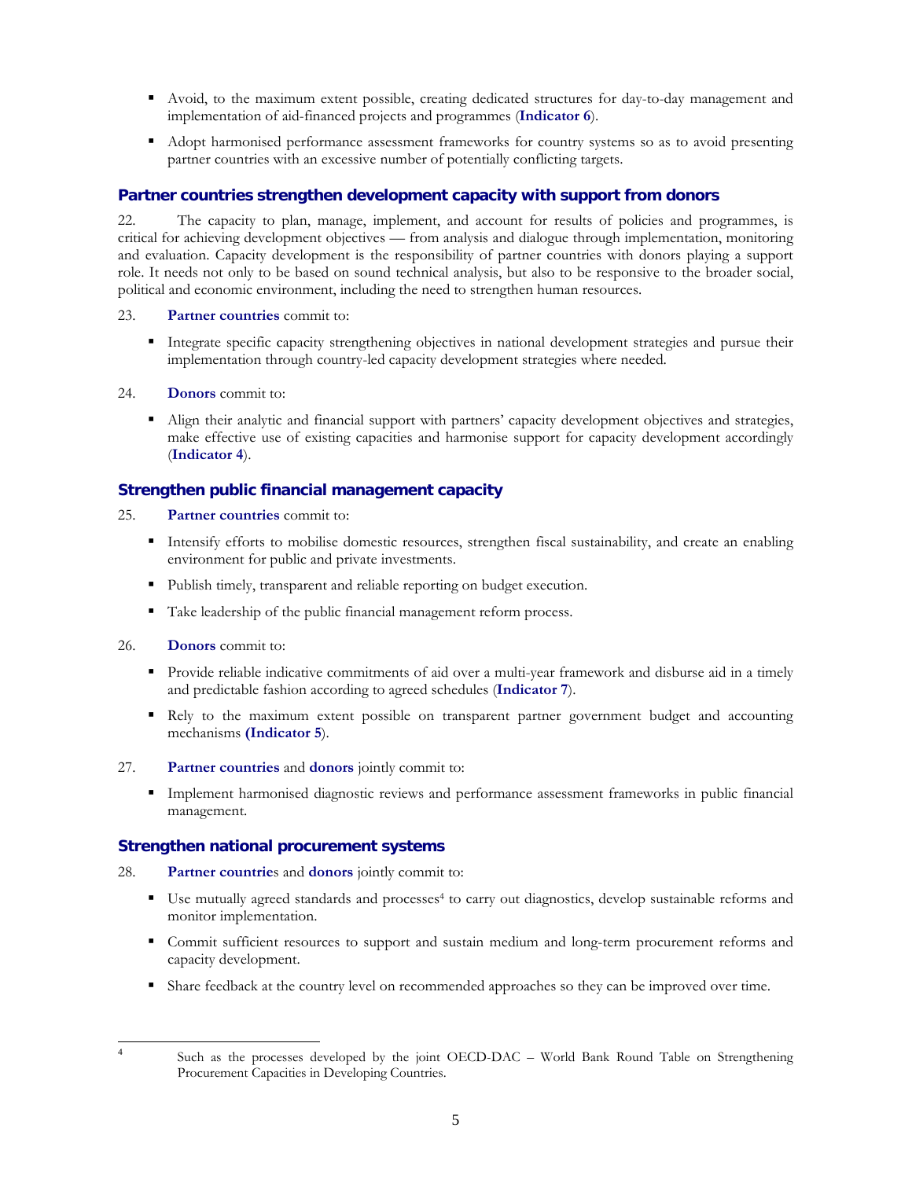- Avoid, to the maximum extent possible, creating dedicated structures for day-to-day management and implementation of aid-financed projects and programmes (**Indicator 6**).
- Adopt harmonised performance assessment frameworks for country systems so as to avoid presenting partner countries with an excessive number of potentially conflicting targets.

## Partner countries strengthen development capacity with support from donors

22. The capacity to plan, manage, implement, and account for results of policies and programmes, is critical for achieving development objectives — from analysis and dialogue through implementation, monitoring and evaluation. Capacity development is the responsibility of partner countries with donors playing a support role. It needs not only to be based on sound technical analysis, but also to be responsive to the broader social, political and economic environment, including the need to strengthen human resources.

23. **Partner countries** commit to:

- Integrate specific capacity strengthening objectives in national development strategies and pursue their implementation through country-led capacity development strategies where needed.

24. **Donors** commit to:

- Align their analytic and financial support with partners' capacity development objectives and strategies, make effective use of existing capacities and harmonise support for capacity development accordingly (**Indicator 4**).

## Strengthen public financial management capacity

25. **Partner countries** commit to:

- Intensify efforts to mobilise domestic resources, strengthen fiscal sustainability, and create an enabling environment for public and private investments.
- Publish timely, transparent and reliable reporting on budget execution.
- Take leadership of the public financial management reform process.

26. **Donors** commit to:

- Provide reliable indicative commitments of aid over a multi-year framework and disburse aid in a timely and predictable fashion according to agreed schedules (**Indicator 7**).
- Rely to the maximum extent possible on transparent partner government budget and accounting mechanisms **(Indicator 5**).

27. **Partner countries** and **donors** jointly commit to:

- Implement harmonised diagnostic reviews and performance assessment frameworks in public financial management.

## Strengthen national procurement systems

28. **Partner countries** and **donors** jointly commit to:

- Use mutually agreed standards and processes[4] to carry out diagnostics, develop sustainable reforms and monitor implementation.
- Commit sufficient resources to support and sustain medium and long-term procurement reforms and capacity development.
- Share feedback at the country level on recommended approaches so they can be improved over time.

---

[4] Such as the processes developed by the joint OECD-DAC – World Bank Round Table on Strengthening Procurement Capacities in Developing Countries.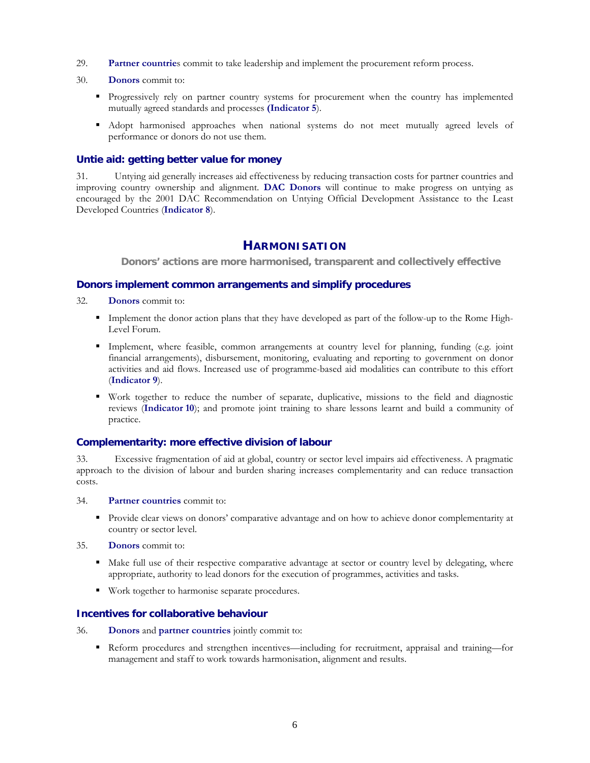29. **Partner countrie**s commit to take leadership and implement the procurement reform process.

30. **Donors** commit to:

- Progressively rely on partner country systems for procurement when the country has implemented mutually agreed standards and processes **(Indicator 5**).
- Adopt harmonised approaches when national systems do not meet mutually agreed levels of performance or donors do not use them.

### Untie aid: getting better value for money

31. Untying aid generally increases aid effectiveness by reducing transaction costs for partner countries and improving country ownership and alignment. **DAC Donors** will continue to make progress on untying as encouraged by the 2001 DAC Recommendation on Untying Official Development Assistance to the Least Developed Countries (**Indicator 8**).

## HARMONISATION

**Donors' actions are more harmonised, transparent and collectively effective**

### Donors implement common arrangements and simplify procedures

32. **Donors** commit to:

- Implement the donor action plans that they have developed as part of the follow-up to the Rome High-Level Forum.
- Implement, where feasible, common arrangements at country level for planning, funding (e.g. joint financial arrangements), disbursement, monitoring, evaluating and reporting to government on donor activities and aid flows. Increased use of programme-based aid modalities can contribute to this effort (**Indicator 9**).
- Work together to reduce the number of separate, duplicative, missions to the field and diagnostic reviews (**Indicator 10**); and promote joint training to share lessons learnt and build a community of practice.

### Complementarity: more effective division of labour

33. Excessive fragmentation of aid at global, country or sector level impairs aid effectiveness. A pragmatic approach to the division of labour and burden sharing increases complementarity and can reduce transaction costs.

34. **Partner countries** commit to:

- Provide clear views on donors' comparative advantage and on how to achieve donor complementarity at country or sector level.

35. **Donors** commit to:

- Make full use of their respective comparative advantage at sector or country level by delegating, where appropriate, authority to lead donors for the execution of programmes, activities and tasks.
- Work together to harmonise separate procedures.

### Incentives for collaborative behaviour

36. **Donors** and **partner countries** jointly commit to:

- Reform procedures and strengthen incentives—including for recruitment, appraisal and training—for management and staff to work towards harmonisation, alignment and results.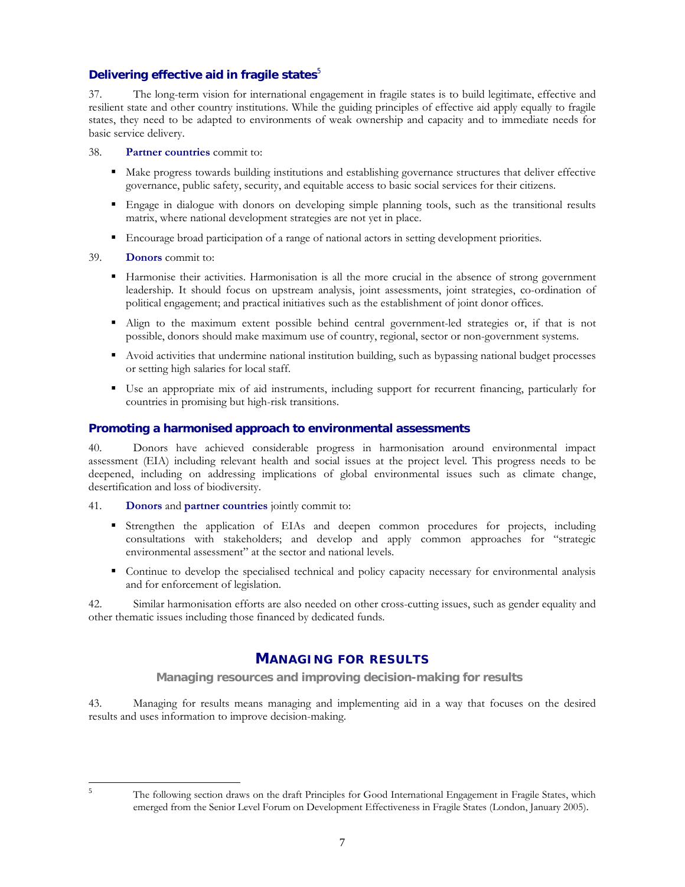### Delivering effective aid in fragile states[5]

37. The long-term vision for international engagement in fragile states is to build legitimate, effective and resilient state and other country institutions. While the guiding principles of effective aid apply equally to fragile states, they need to be adapted to environments of weak ownership and capacity and to immediate needs for basic service delivery.

38. **Partner countries** commit to:

- Make progress towards building institutions and establishing governance structures that deliver effective governance, public safety, security, and equitable access to basic social services for their citizens.
- Engage in dialogue with donors on developing simple planning tools, such as the transitional results matrix, where national development strategies are not yet in place.
- Encourage broad participation of a range of national actors in setting development priorities.

39. **Donors** commit to:

- Harmonise their activities. Harmonisation is all the more crucial in the absence of strong government leadership. It should focus on upstream analysis, joint assessments, joint strategies, co-ordination of political engagement; and practical initiatives such as the establishment of joint donor offices.
- Align to the maximum extent possible behind central government-led strategies or, if that is not possible, donors should make maximum use of country, regional, sector or non-government systems.
- Avoid activities that undermine national institution building, such as bypassing national budget processes or setting high salaries for local staff.
- Use an appropriate mix of aid instruments, including support for recurrent financing, particularly for countries in promising but high-risk transitions.

### Promoting a harmonised approach to environmental assessments

40. Donors have achieved considerable progress in harmonisation around environmental impact assessment (EIA) including relevant health and social issues at the project level. This progress needs to be deepened, including on addressing implications of global environmental issues such as climate change, desertification and loss of biodiversity.

41. **Donors** and **partner countries** jointly commit to:

- Strengthen the application of EIAs and deepen common procedures for projects, including consultations with stakeholders; and develop and apply common approaches for "strategic environmental assessment" at the sector and national levels.
- Continue to develop the specialised technical and policy capacity necessary for environmental analysis and for enforcement of legislation.

42. Similar harmonisation efforts are also needed on other cross-cutting issues, such as gender equality and other thematic issues including those financed by dedicated funds.

## MANAGING FOR RESULTS

### Managing resources and improving decision-making for results

43. Managing for results means managing and implementing aid in a way that focuses on the desired results and uses information to improve decision-making.

---

[5] The following section draws on the draft Principles for Good International Engagement in Fragile States, which emerged from the Senior Level Forum on Development Effectiveness in Fragile States (London, January 2005).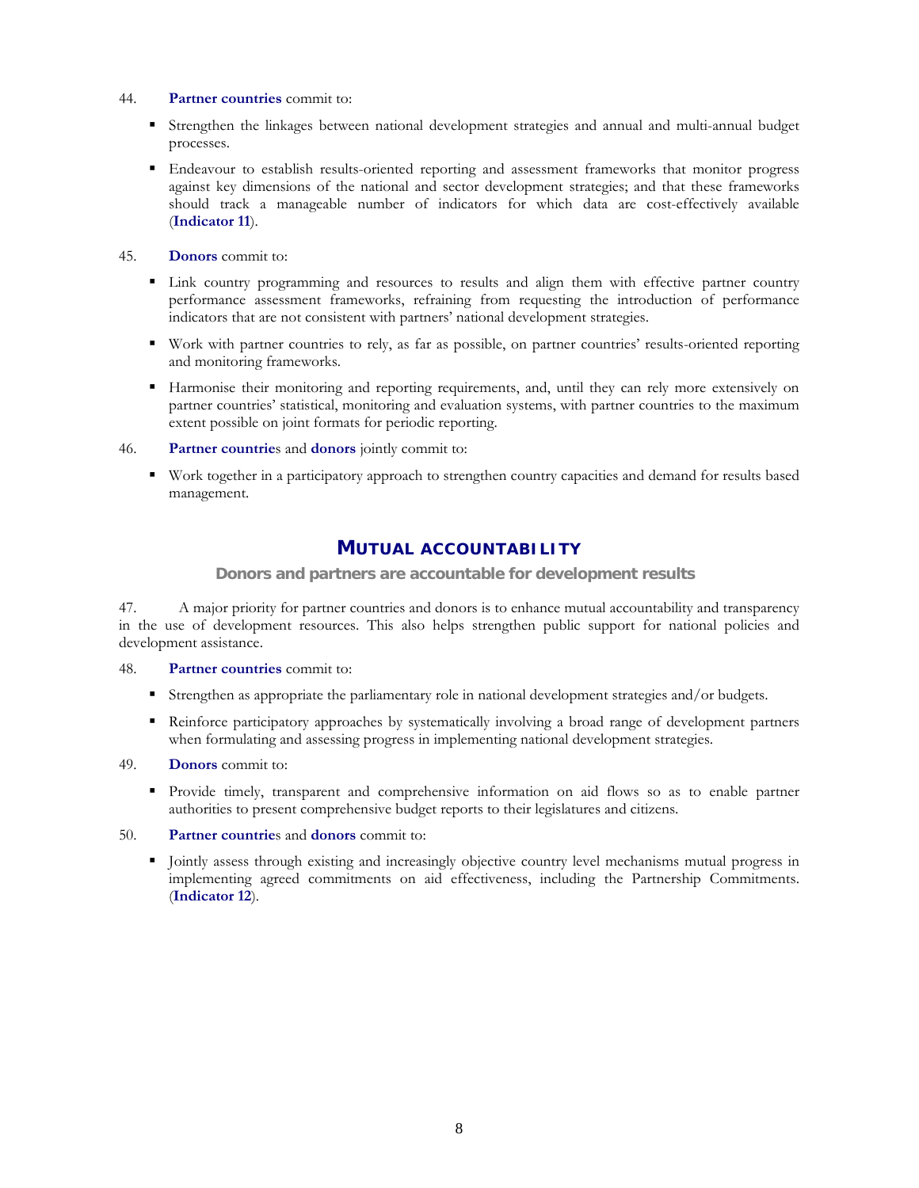44. **Partner countries** commit to:

- Strengthen the linkages between national development strategies and annual and multi-annual budget processes.
- Endeavour to establish results-oriented reporting and assessment frameworks that monitor progress against key dimensions of the national and sector development strategies; and that these frameworks should track a manageable number of indicators for which data are cost-effectively available (**Indicator 11**).

45. **Donors** commit to:

- Link country programming and resources to results and align them with effective partner country performance assessment frameworks, refraining from requesting the introduction of performance indicators that are not consistent with partners' national development strategies.
- Work with partner countries to rely, as far as possible, on partner countries' results-oriented reporting and monitoring frameworks.
- Harmonise their monitoring and reporting requirements, and, until they can rely more extensively on partner countries' statistical, monitoring and evaluation systems, with partner countries to the maximum extent possible on joint formats for periodic reporting.

46. **Partner countrie**s and **donors** jointly commit to:

- Work together in a participatory approach to strengthen country capacities and demand for results based management.

## MUTUAL ACCOUNTABILITY

### Donors and partners are accountable for development results

47. A major priority for partner countries and donors is to enhance mutual accountability and transparency in the use of development resources. This also helps strengthen public support for national policies and development assistance.

48. **Partner countries** commit to:

- Strengthen as appropriate the parliamentary role in national development strategies and/or budgets.
- Reinforce participatory approaches by systematically involving a broad range of development partners when formulating and assessing progress in implementing national development strategies.

49. **Donors** commit to:

- Provide timely, transparent and comprehensive information on aid flows so as to enable partner authorities to present comprehensive budget reports to their legislatures and citizens.

50. **Partner countrie**s and **donors** commit to:

- Jointly assess through existing and increasingly objective country level mechanisms mutual progress in implementing agreed commitments on aid effectiveness, including the Partnership Commitments. (**Indicator 12**).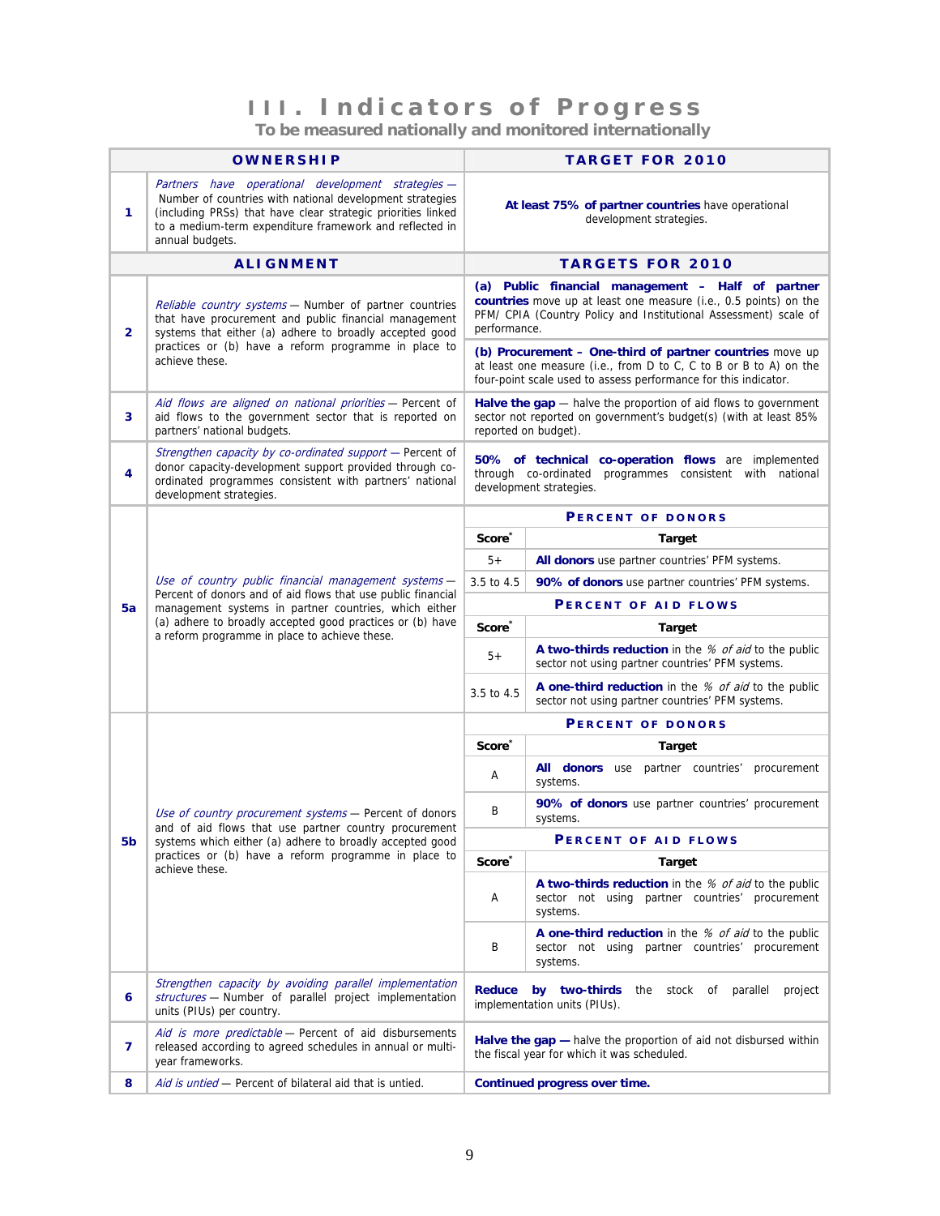# III. Indicators of Progress

## To be measured nationally and monitored internationally

| | OWNERSHIP | | TARGET FOR 2010 |
|---|---|---|---|
| **1** | *Partners have operational development strategies* — Number of countries with national development strategies (including PRSs) that have clear strategic priorities linked to a medium-term expenditure framework and reflected in annual budgets. | | **At least 75% of partner countries** have operational development strategies. |
| | **ALIGNMENT** | | **TARGETS FOR 2010** |
| **2** | *Reliable country systems* — Number of partner countries that have procurement and public financial management systems that either (a) adhere to broadly accepted good practices or (b) have a reform programme in place to achieve these. | | **(a) Public financial management – Half of partner countries** move up at least one measure (i.e., 0.5 points) on the PFM/ CPIA (Country Policy and Institutional Assessment) scale of performance. |
| | | | **(b) Procurement – One-third of partner countries** move up at least one measure (i.e., from D to C, C to B or B to A) on the four-point scale used to assess performance for this indicator. |
| **3** | *Aid flows are aligned on national priorities* — Percent of aid flows to the government sector that is reported on partners' national budgets. | | **Halve the gap** — halve the proportion of aid flows to government sector not reported on government's budget(s) (with at least 85% reported on budget). |
| **4** | *Strengthen capacity by co-ordinated support* — Percent of donor capacity-development support provided through co-ordinated programmes consistent with partners' national development strategies. | | **50% of technical co-operation flows** are implemented through co-ordinated programmes consistent with national development strategies. |
| **5a** | *Use of country public financial management systems* — Percent of donors and of aid flows that use public financial management systems in partner countries, which either (a) adhere to broadly accepted good practices or (b) have a reform programme in place to achieve these. | | **PERCENT OF DONORS** |
| | | **Score*** | **Target** |
| | | 5+ | **All donors** use partner countries' PFM systems. |
| | | 3.5 to 4.5 | **90% of donors** use partner countries' PFM systems. |
| | | | **PERCENT OF AID FLOWS** |
| | | **Score*** | **Target** |
| | | 5+ | **A two-thirds reduction** in the *% of aid* to the public sector not using partner countries' PFM systems. |
| | | 3.5 to 4.5 | **A one-third reduction** in the *% of aid* to the public sector not using partner countries' PFM systems. |
| **5b** | *Use of country procurement systems* — Percent of donors and of aid flows that use partner country procurement systems which either (a) adhere to broadly accepted good practices or (b) have a reform programme in place to achieve these. | | **PERCENT OF DONORS** |
| | | **Score*** | **Target** |
| | | A | **All donors** use partner countries' procurement systems. |
| | | B | **90% of donors** use partner countries' procurement systems. |
| | | | **PERCENT OF AID FLOWS** |
| | | **Score*** | **Target** |
| | | A | **A two-thirds reduction** in the *% of aid* to the public sector not using partner countries' procurement systems. |
| | | B | **A one-third reduction** in the *% of aid* to the public sector not using partner countries' procurement systems. |
| **6** | *Strengthen capacity by avoiding parallel implementation structures* — Number of parallel project implementation units (PIUs) per country. | | **Reduce by two-thirds** the stock of parallel project implementation units (PIUs). |
| **7** | *Aid is more predictable* — Percent of aid disbursements released according to agreed schedules in annual or multi-year frameworks. | | **Halve the gap —** halve the proportion of aid not disbursed within the fiscal year for which it was scheduled. |
| **8** | *Aid is untied* — Percent of bilateral aid that is untied. | | **Continued progress over time.** |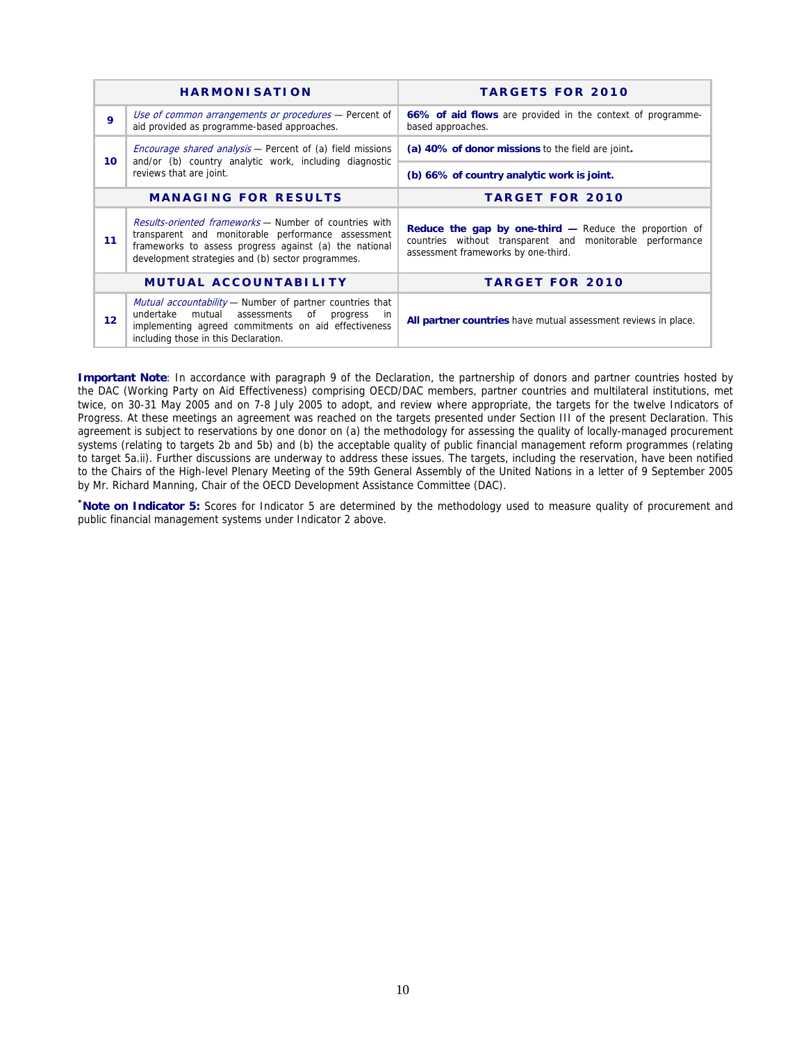| | HARMONISATION | TARGETS FOR 2010 |
|---|---|---|
| 9 | *Use of common arrangements or procedures* — Percent of aid provided as programme-based approaches. | **66% of aid flows** are provided in the context of programme-based approaches. |
| 10 | *Encourage shared analysis* — Percent of (a) field missions and/or (b) country analytic work, including diagnostic reviews that are joint. | **(a) 40% of donor missions** to the field are joint**.** |
| | | **(b) 66% of country analytic work is joint.** |
| | **MANAGING FOR RESULTS** | **TARGET FOR 2010** |
| 11 | *Results-oriented frameworks* — Number of countries with transparent and monitorable performance assessment frameworks to assess progress against (a) the national development strategies and (b) sector programmes. | **Reduce the gap by one-third —** Reduce the proportion of countries without transparent and monitorable performance assessment frameworks by one-third. |
| | **MUTUAL ACCOUNTABILITY** | **TARGET FOR 2010** |
| 12 | *Mutual accountability* — Number of partner countries that undertake mutual assessments of progress in implementing agreed commitments on aid effectiveness including those in this Declaration. | **All partner countries** have mutual assessment reviews in place. |

**Important Note**: In accordance with paragraph 9 of the Declaration, the partnership of donors and partner countries hosted by the DAC (Working Party on Aid Effectiveness) comprising OECD/DAC members, partner countries and multilateral institutions, met twice, on 30-31 May 2005 and on 7-8 July 2005 to adopt, and review where appropriate, the targets for the twelve Indicators of Progress. At these meetings an agreement was reached on the targets presented under Section III of the present Declaration. This agreement is subject to reservations by one donor on (a) the methodology for assessing the quality of locally-managed procurement systems (relating to targets 2b and 5b) and (b) the acceptable quality of public financial management reform programmes (relating to target 5a.ii). Further discussions are underway to address these issues. The targets, including the reservation, have been notified to the Chairs of the High-level Plenary Meeting of the 59th General Assembly of the United Nations in a letter of 9 September 2005 by Mr. Richard Manning, Chair of the OECD Development Assistance Committee (DAC).

*__Note on Indicator 5:__ Scores for Indicator 5 are determined by the methodology used to measure quality of procurement and public financial management systems under Indicator 2 above.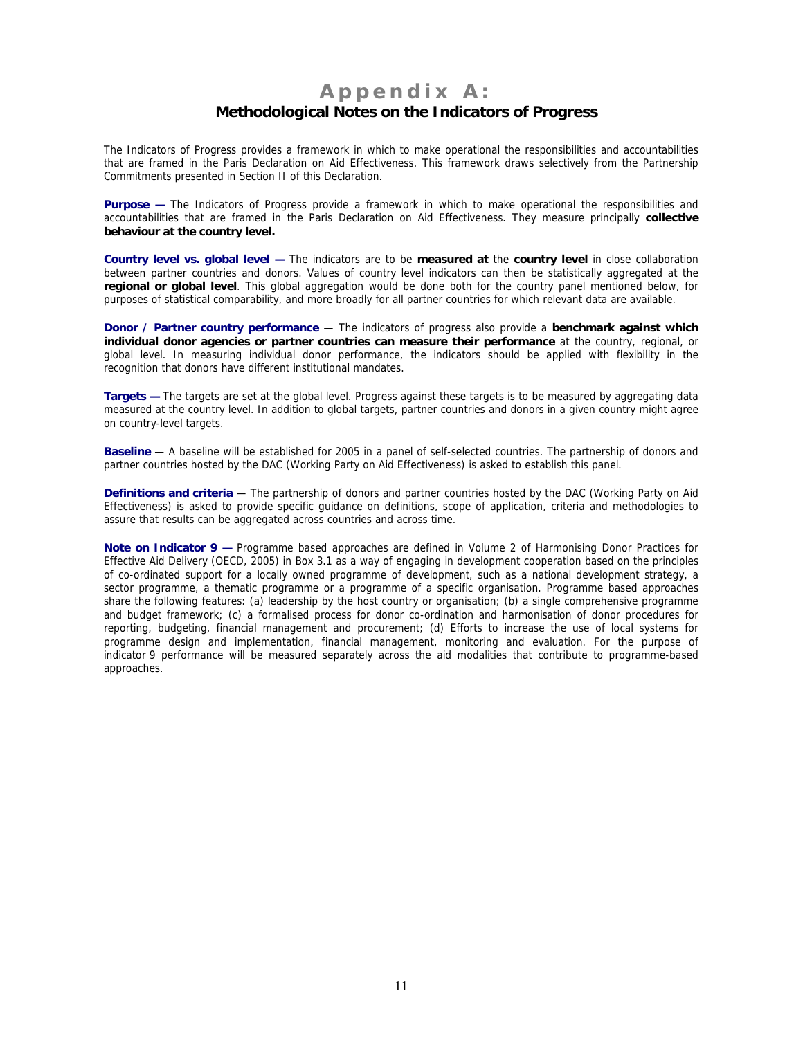# Appendix A:

## Methodological Notes on the Indicators of Progress

The Indicators of Progress provides a framework in which to make operational the responsibilities and accountabilities that are framed in the Paris Declaration on Aid Effectiveness. This framework draws selectively from the Partnership Commitments presented in Section II of this Declaration.

**Purpose —** The Indicators of Progress provide a framework in which to make operational the responsibilities and accountabilities that are framed in the Paris Declaration on Aid Effectiveness. They measure principally **collective behaviour at the country level.**

**Country level vs. global level —** The indicators are to be **measured at** the **country level** in close collaboration between partner countries and donors. Values of country level indicators can then be statistically aggregated at the **regional or global level**. This global aggregation would be done both for the country panel mentioned below, for purposes of statistical comparability, and more broadly for all partner countries for which relevant data are available.

**Donor / Partner country performance** — The indicators of progress also provide a **benchmark against which individual donor agencies or partner countries can measure their performance** at the country, regional, or global level. In measuring individual donor performance, the indicators should be applied with flexibility in the recognition that donors have different institutional mandates.

**Targets —** The targets are set at the global level. Progress against these targets is to be measured by aggregating data measured at the country level. In addition to global targets, partner countries and donors in a given country might agree on country-level targets.

**Baseline** — A baseline will be established for 2005 in a panel of self-selected countries. The partnership of donors and partner countries hosted by the DAC (Working Party on Aid Effectiveness) is asked to establish this panel.

**Definitions and criteria** — The partnership of donors and partner countries hosted by the DAC (Working Party on Aid Effectiveness) is asked to provide specific guidance on definitions, scope of application, criteria and methodologies to assure that results can be aggregated across countries and across time.

**Note on Indicator 9 —** Programme based approaches are defined in Volume 2 of Harmonising Donor Practices for Effective Aid Delivery (OECD, 2005) in Box 3.1 as a way of engaging in development cooperation based on the principles of co-ordinated support for a locally owned programme of development, such as a national development strategy, a sector programme, a thematic programme or a programme of a specific organisation. Programme based approaches share the following features: (a) leadership by the host country or organisation; (b) a single comprehensive programme and budget framework; (c) a formalised process for donor co-ordination and harmonisation of donor procedures for reporting, budgeting, financial management and procurement; (d) Efforts to increase the use of local systems for programme design and implementation, financial management, monitoring and evaluation. For the purpose of indicator 9 performance will be measured separately across the aid modalities that contribute to programme-based approaches.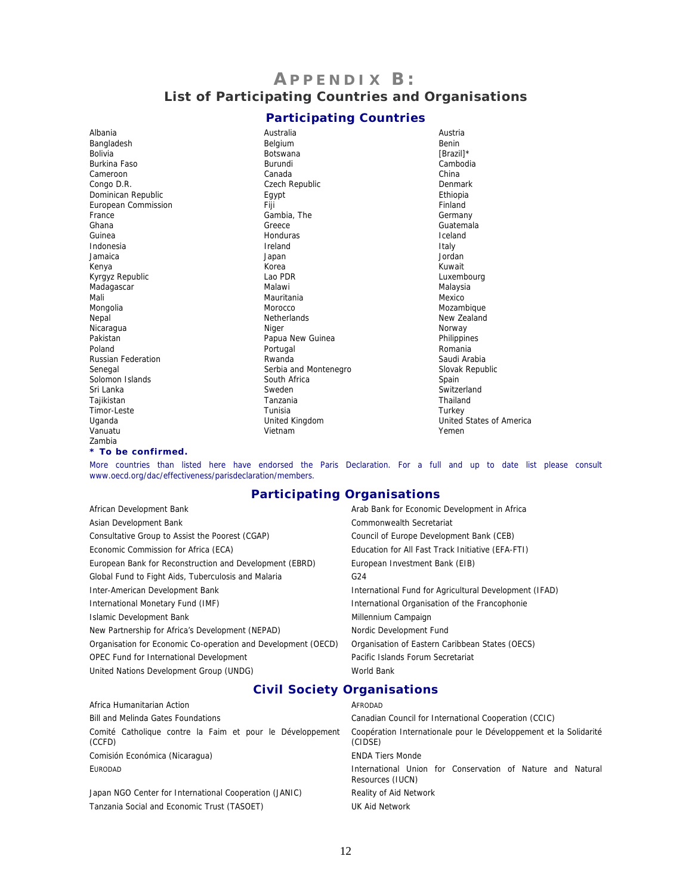# APPENDIX B:
## List of Participating Countries and Organisations

### Participating Countries

| | | |
|---|---|---|
| Albania | Australia | Austria |
| Bangladesh | Belgium | Benin |
| Bolivia | Botswana | [Brazil]* |
| Burkina Faso | Burundi | Cambodia |
| Cameroon | Canada | China |
| Congo D.R. | Czech Republic | Denmark |
| Dominican Republic | Egypt | Ethiopia |
| European Commission | Fiji | Finland |
| France | Gambia, The | Germany |
| Ghana | Greece | Guatemala |
| Guinea | Honduras | Iceland |
| Indonesia | Ireland | Italy |
| Jamaica | Japan | Jordan |
| Kenya | Korea | Kuwait |
| Kyrgyz Republic | Lao PDR | Luxembourg |
| Madagascar | Malawi | Malaysia |
| Mali | Mauritania | Mexico |
| Mongolia | Morocco | Mozambique |
| Nepal | Netherlands | New Zealand |
| Nicaragua | Niger | Norway |
| Pakistan | Papua New Guinea | Philippines |
| Poland | Portugal | Romania |
| Russian Federation | Rwanda | Saudi Arabia |
| Senegal | Serbia and Montenegro | Slovak Republic |
| Solomon Islands | South Africa | Spain |
| Sri Lanka | Sweden | Switzerland |
| Tajikistan | Tanzania | Thailand |
| Timor-Leste | Tunisia | Turkey |
| Uganda | United Kingdom | United States of America |
| Vanuatu | Vietnam | Yemen |
| Zambia | | |

***** To be confirmed.**

More countries than listed here have endorsed the Paris Declaration. For a full and up to date list please consult www.oecd.org/dac/effectiveness/parisdeclaration/members.

### Participating Organisations

| | |
|---|---|
| African Development Bank | Arab Bank for Economic Development in Africa |
| Asian Development Bank | Commonwealth Secretariat |
| Consultative Group to Assist the Poorest (CGAP) | Council of Europe Development Bank (CEB) |
| Economic Commission for Africa (ECA) | Education for All Fast Track Initiative (EFA-FTI) |
| European Bank for Reconstruction and Development (EBRD) | European Investment Bank (EIB) |
| Global Fund to Fight Aids, Tuberculosis and Malaria | G24 |
| Inter-American Development Bank | International Fund for Agricultural Development (IFAD) |
| International Monetary Fund (IMF) | International Organisation of the Francophonie |
| Islamic Development Bank | Millennium Campaign |
| New Partnership for Africa's Development (NEPAD) | Nordic Development Fund |
| Organisation for Economic Co-operation and Development (OECD) | Organisation of Eastern Caribbean States (OECS) |
| OPEC Fund for International Development | Pacific Islands Forum Secretariat |
| United Nations Development Group (UNDG) | World Bank |

### Civil Society Organisations

| | |
|---|---|
| Africa Humanitarian Action | AFRODAD |
| Bill and Melinda Gates Foundations | Canadian Council for International Cooperation (CCIC) |
| Comité Catholique contre la Faim et pour le Développement (CCFD) | Coopération Internationale pour le Développement et la Solidarité (CIDSE) |
| Comisión Económica (Nicaragua) | ENDA Tiers Monde |
| EURODAD | International Union for Conservation of Nature and Natural Resources (IUCN) |
| Japan NGO Center for International Cooperation (JANIC) | Reality of Aid Network |
| Tanzania Social and Economic Trust (TASOET) | UK Aid Network |